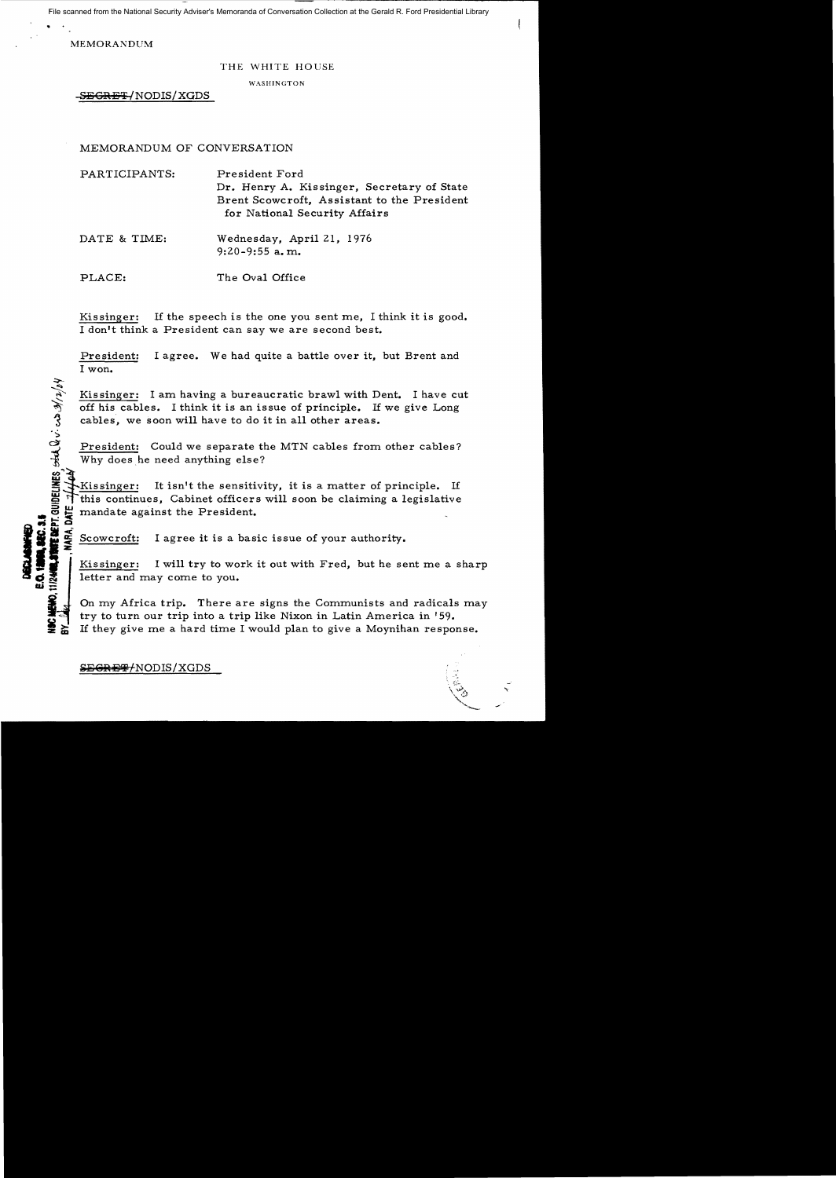File scanned from the National Security Adviser's Memoranda of Conversation Collection at the Gerald R. Ford Presidential Library

MEMORANDUM

THE WHITE HOUSE

WASHINGTON

~~SECRET~~/NODIS/XGDS

MEMORANDUM OF CONVERSATION

PARTICIPANTS: President Ford
Dr. Henry A. Kissinger, Secretary of State
Brent Scowcroft, Assistant to the President for National Security Affairs

DATE & TIME: Wednesday, April 21, 1976
9:20-9:55 a.m.

PLACE: The Oval Office

DECLASSIFIED
E.O. 12958, SEC. 3.5
NSC MEMO, 11/24/98, STATE DEPT. GUIDELINES, State Rev. 3/12/04
BY ___, NARA, DATE 7/1/04

Kissinger: If the speech is the one you sent me, I think it is good. I don't think a President can say we are second best.

President: I agree. We had quite a battle over it, but Brent and I won.

Kissinger: I am having a bureaucratic brawl with Dent. I have cut off his cables. I think it is an issue of principle. If we give Long cables, we soon will have to do it in all other areas.

President: Could we separate the MTN cables from other cables? Why does he need anything else?

Kissinger: It isn't the sensitivity, it is a matter of principle. If this continues, Cabinet officers will soon be claiming a legislative mandate against the President.

Scowcroft: I agree it is a basic issue of your authority.

Kissinger: I will try to work it out with Fred, but he sent me a sharp letter and may come to you.

On my Africa trip. There are signs the Communists and radicals may try to turn our trip into a trip like Nixon in Latin America in '59. If they give me a hard time I would plan to give a Moynihan response.

~~SECRET~~/NODIS/XGDS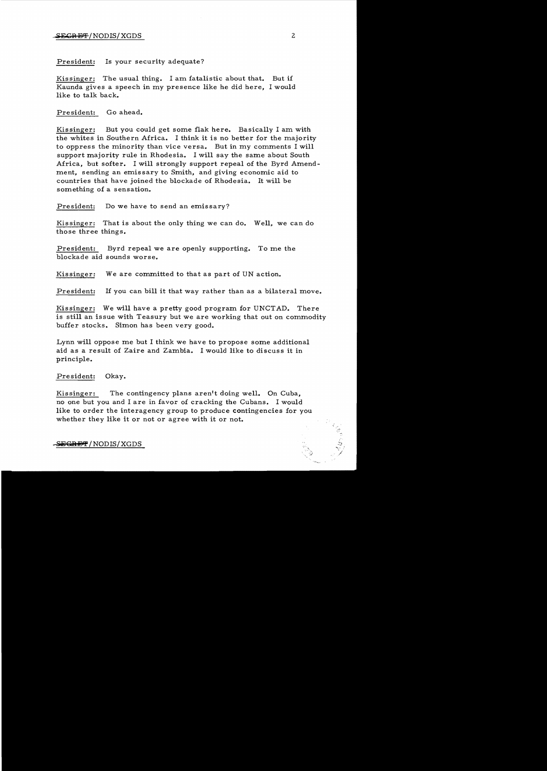President: Is your security adequate?

Kissinger: The usual thing. I am fatalistic about that. But if Kaunda gives a speech in my presence like he did here, I would like to talk back.

President: Go ahead.

Kissinger: But you could get some flak here. Basically I am with the whites in Southern Africa. I think it is no better for the majority to oppress the minority than vice versa. But in my comments I will support majority rule in Rhodesia. I will say the same about South Africa, but softer. I will strongly support repeal of the Byrd Amendment, sending an emissary to Smith, and giving economic aid to countries that have joined the blockade of Rhodesia. It will be something of a sensation.

President: Do we have to send an emissary?

Kissinger: That is about the only thing we can do. Well, we can do those three things.

President: Byrd repeal we are openly supporting. To me the blockade aid sounds worse.

Kissinger: We are committed to that as part of UN action.

President: If you can bill it that way rather than as a bilateral move.

Kissinger: We will have a pretty good program for UNCTAD. There is still an issue with Teasury but we are working that out on commodity buffer stocks. Simon has been very good.

Lynn will oppose me but I think we have to propose some additional aid as a result of Zaire and Zambia. I would like to discuss it in principle.

President: Okay.

Kissinger: The contingency plans aren't doing well. On Cuba, no one but you and I are in favor of cracking the Cubans. I would like to order the interagency group to produce contingencies for you whether they like it or not or agree with it or not.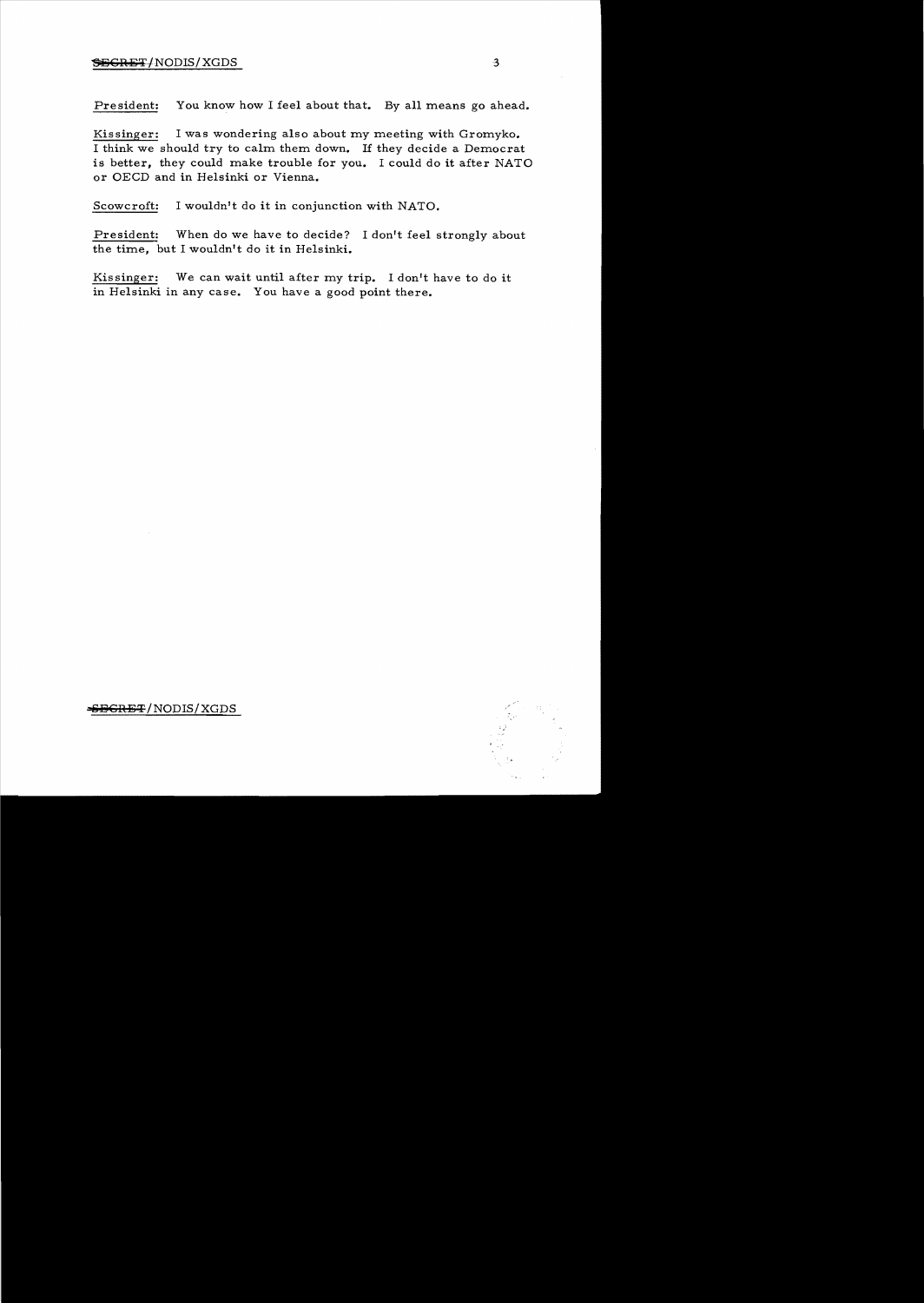President: You know how I feel about that. By all means go ahead.

Kissinger: I was wondering also about my meeting with Gromyko. I think we should try to calm them down. If they decide a Democrat is better, they could make trouble for you. I could do it after NATO or OECD and in Helsinki or Vienna.

Scowcroft: I wouldn't do it in conjunction with NATO.

President: When do we have to decide? I don't feel strongly about the time, but I wouldn't do it in Helsinki.

Kissinger: We can wait until after my trip. I don't have to do it in Helsinki in any case. You have a good point there.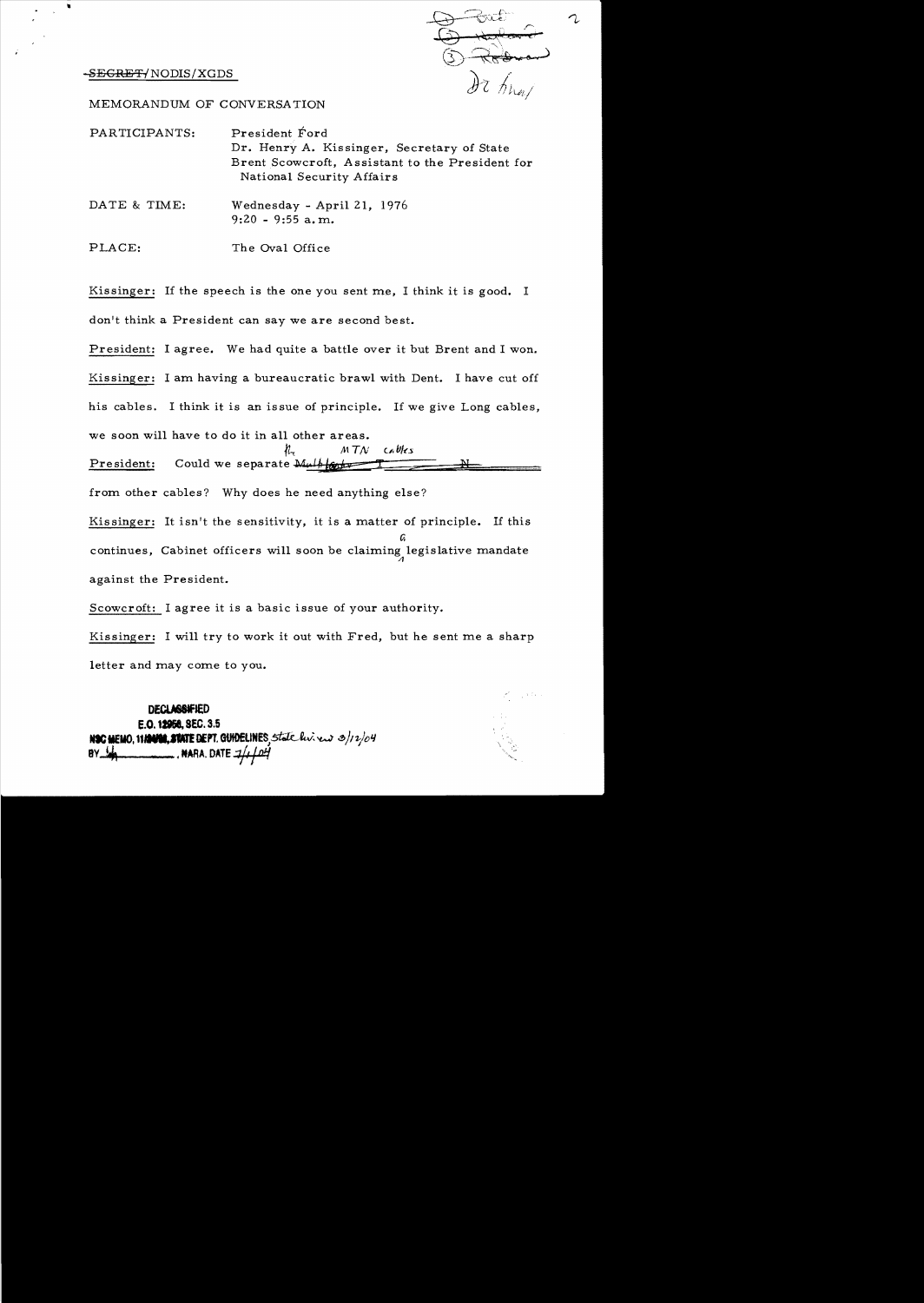~~SECRET~~/NODIS/XGDS

MEMORANDUM OF CONVERSATION

PARTICIPANTS: President Ford
Dr. Henry A. Kissinger, Secretary of State
Brent Scowcroft, Assistant to the President for National Security Affairs

DATE & TIME: Wednesday - April 21, 1976
9:20 - 9:55 a.m.

PLACE: The Oval Office

Kissinger: If the speech is the one you sent me, I think it is good. I don't think a President can say we are second best.

President: I agree. We had quite a battle over it but Brent and I won.

Kissinger: I am having a bureaucratic brawl with Dent. I have cut off his cables. I think it is an issue of principle. If we give Long cables, we soon will have to do it in all other areas.

President: Could we separate ~~Multilateral T N~~ the MTN cables from other cables? Why does he need anything else?

Kissinger: It isn't the sensitivity, it is a matter of principle. If this continues, Cabinet officers will soon be claiming a legislative mandate against the President.

Scowcroft: I agree it is a basic issue of your authority.

Kissinger: I will try to work it out with Fred, but he sent me a sharp letter and may come to you.

DECLASSIFIED
E.O. 12958, SEC. 3.5
NSC MEMO, 11/24/98, STATE DEPT. GUIDELINES, State Review 3/12/04
BY ___, NARA, DATE 7/1/04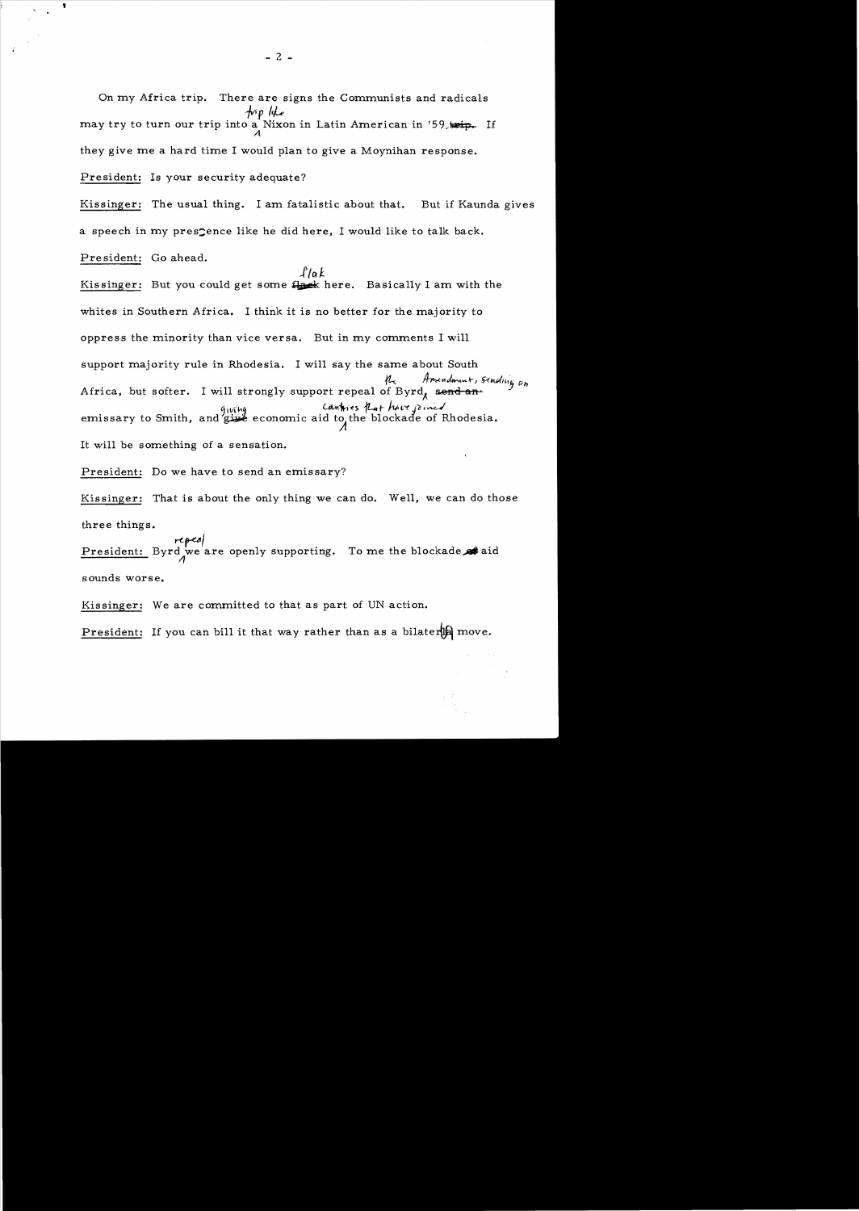On my Africa trip. There are signs the Communists and radicals may try to turn our trip into a trip like Nixon in Latin American in '59. If they give me a hard time I would plan to give a Moynihan response.

President: Is your security adequate?

Kissinger: The usual thing. I am fatalistic about that. But if Kaunda gives a speech in my presence like he did here, I would like to talk back.

President: Go ahead.

Kissinger: But you could get some flak here. Basically I am with the whites in Southern Africa. I think it is no better for the majority to oppress the minority than vice versa. But in my comments I will support majority rule in Rhodesia. I will say the same about South Africa, but softer. I will strongly support repeal of the Byrd Amendment, sending an emissary to Smith, and giving economic aid to countries that have joined the blockade of Rhodesia. It will be something of a sensation.

President: Do we have to send an emissary?

Kissinger: That is about the only thing we can do. Well, we can do those three things.

President: Byrd repeal we are openly supporting. To me the blockade aid sounds worse.

Kissinger: We are committed to that as part of UN action.

President: If you can bill it that way rather than as a bilateral move.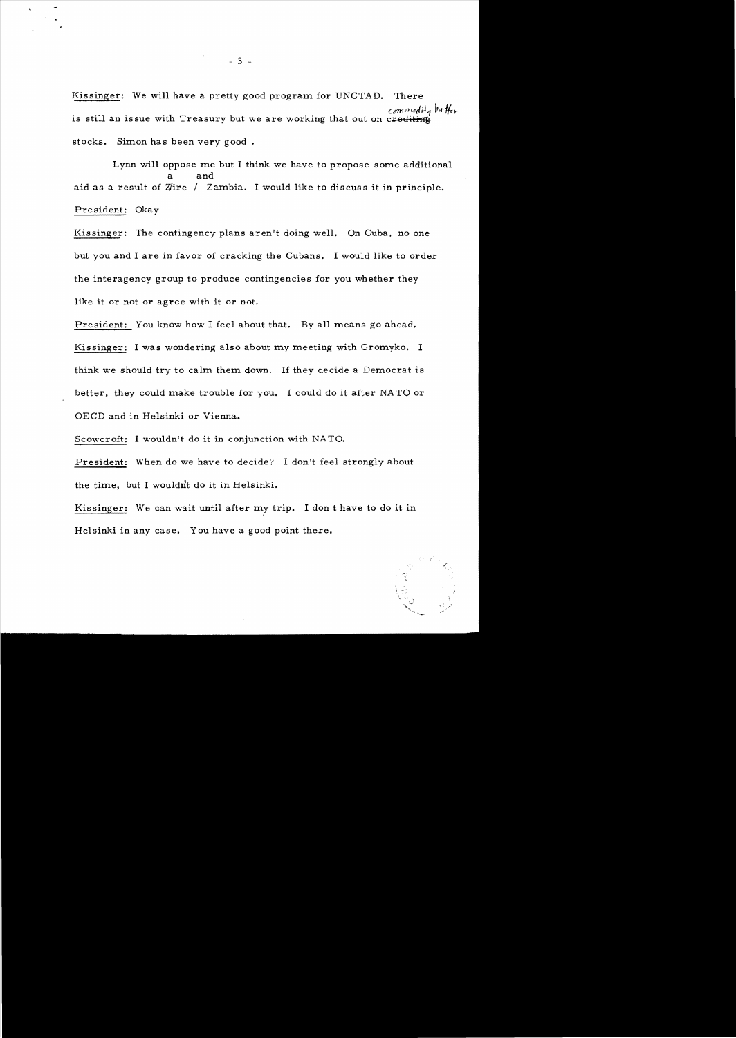Kissinger: We will have a pretty good program for UNCTAD. There is still an issue with Treasury but we are working that out on commodity buffer stocks. Simon has been very good .

Lynn will oppose me but I think we have to propose some additional aid as a result of Zaire and Zambia. I would like to discuss it in principle.

President: Okay

Kissinger: The contingency plans aren't doing well. On Cuba, no one but you and I are in favor of cracking the Cubans. I would like to order the interagency group to produce contingencies for you whether they like it or not or agree with it or not.

President: You know how I feel about that. By all means go ahead.

Kissinger: I was wondering also about my meeting with Gromyko. I think we should try to calm them down. If they decide a Democrat is better, they could make trouble for you. I could do it after NATO or OECD and in Helsinki or Vienna.

Scowcroft: I wouldn't do it in conjunction with NATO.

President: When do we have to decide? I don't feel strongly about the time, but I wouldn't do it in Helsinki.

Kissinger: We can wait until after my trip. I don t have to do it in Helsinki in any case. You have a good point there.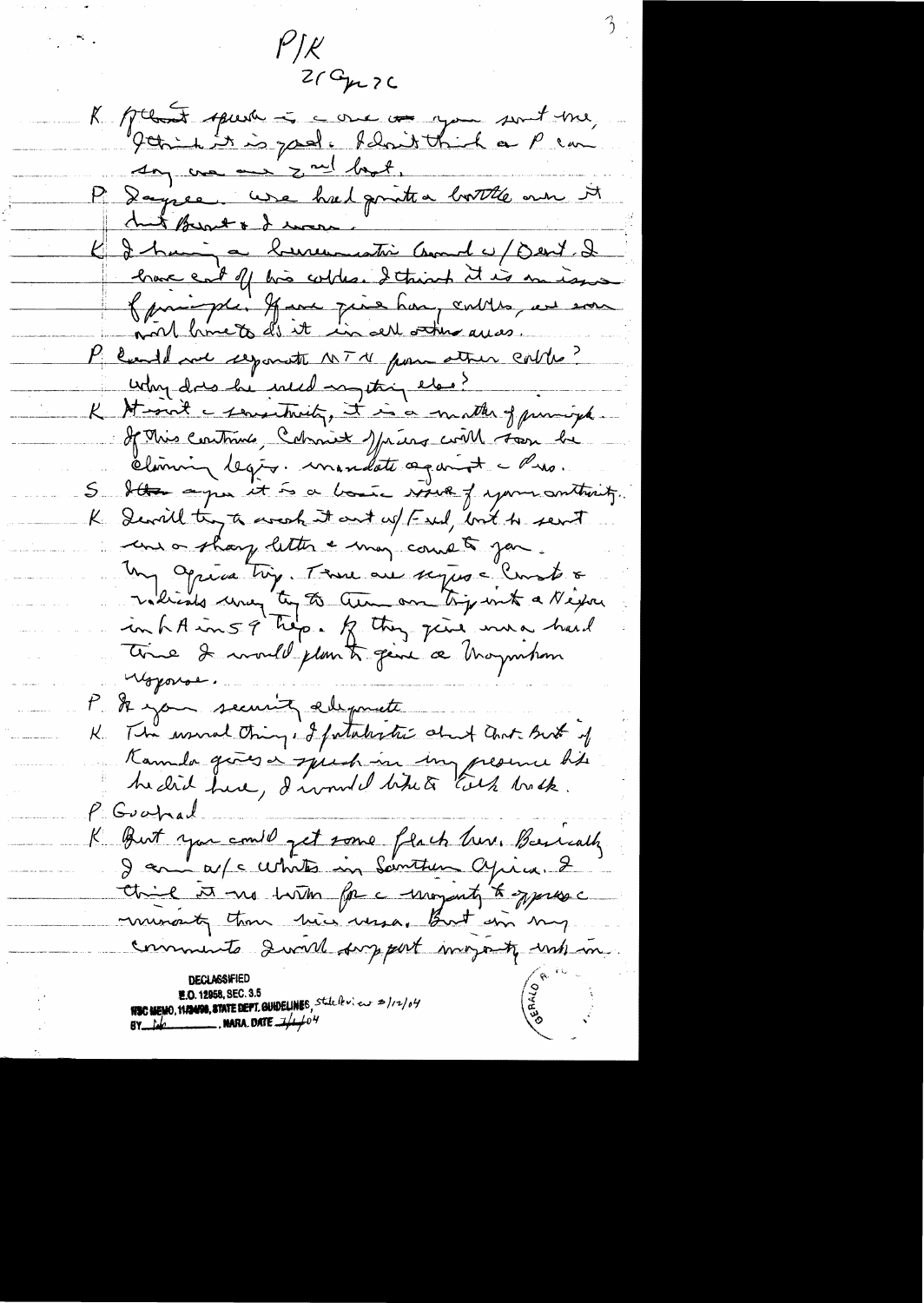P/K
21 Apr 76

K. [President] speech is a one you sent me. I think it is good. I don't think a P can say we are 2nd best.

P. I agree. We had quite a battle over it but Bunt & I won.

K. I having a humanitarian [?] w/ Dent. I have cut off his cables. I think it is an issue of principle. If we give him cables, we soon will have to do it in all other areas.

P. Could we separate NTN from other cables? Why does he need anything else?

K. It isn't a sensitivity, it is a matter of principle. If this continues, Cabinet officers will soon be claiming legis. mandate against the Pres.

S. I agree it is a basic issue of your authority.

K. I will try to work it out w/ Fred, but he sent me a sharp letter & may come to you.

My Africa trip. There are signs the Crest & radicals may try to turn our trip into a Negro in LA in 59 trip. If they give me a hard time I would plan to give a Magnificent response.

P. Is your security adequate

K. The usual thing. I fatalistic about that. But if Kaunda gives a speech in my presence like he did here, I would like to talk back.

P. Good, and

K. But you could get some flack here. Basically I am w/ the whites in Southern Africa. I think it no better for a majority to oppress a minority than vice versa. But in my comments I will support majority rule in.

DECLASSIFIED
E.O. 12958, SEC. 3.5
NSC MEMO, 11/24/98, STATE DEPT. GUIDELINES, State Review 3/12/04
BY [illegible], NARA, DATE 7/1/04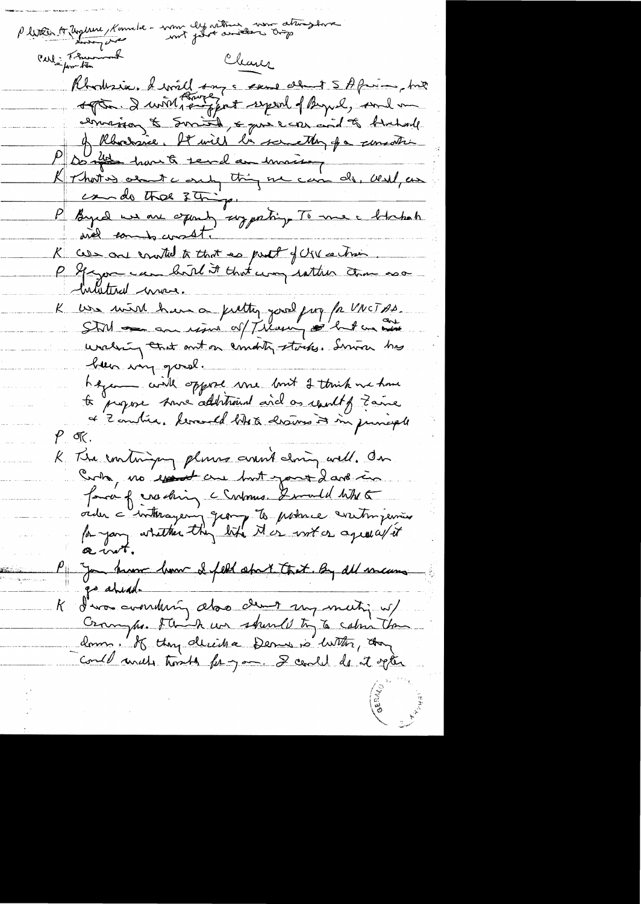P Letter to Zhylene (?), Kaunda – now very active, now strategic – not just another trip

Call: Thurmond
for him

Clark

Rhodesia. I will say same about S Africa, but softer. I will strongly support repeal of Byrd, and in conversation to Smith, express concern and to Nkomo/leaders of Rhodesia. It will be something of a concession.

P Do we have to send an envoy

K That is about the only thing we can do. Well, we can do those 3 things.

P Byrd we are openly supporting. To me the blackest and came to cost.

K We are committed to that as part of CIEC action.

P If you can hold it that way rather than as a bilateral move.

K We will have a pretty good proposal for UNCTAD. Still an issue w/ Treasury but we are working that out on commodity stocks. Simon has been very good.

Lynn will oppose me but I think we have to propose some additional aid as result of Zaire & Zambia. Would like to discuss it in principle

P OK.

K The contingency plans aren't doing well. On Cuba, no [?] are but you said in favor of cracking the Cubans. I would like to order the interagency group to produce contingencies for you whether they like it or not or agree with it or not.

P You know how I feel about that. By all means go ahead.

K I was wondering also about my meeting w/ Crosland. I think we should try to calm them down. If they decide a Dems is better, they could really trouble for you. I could do it after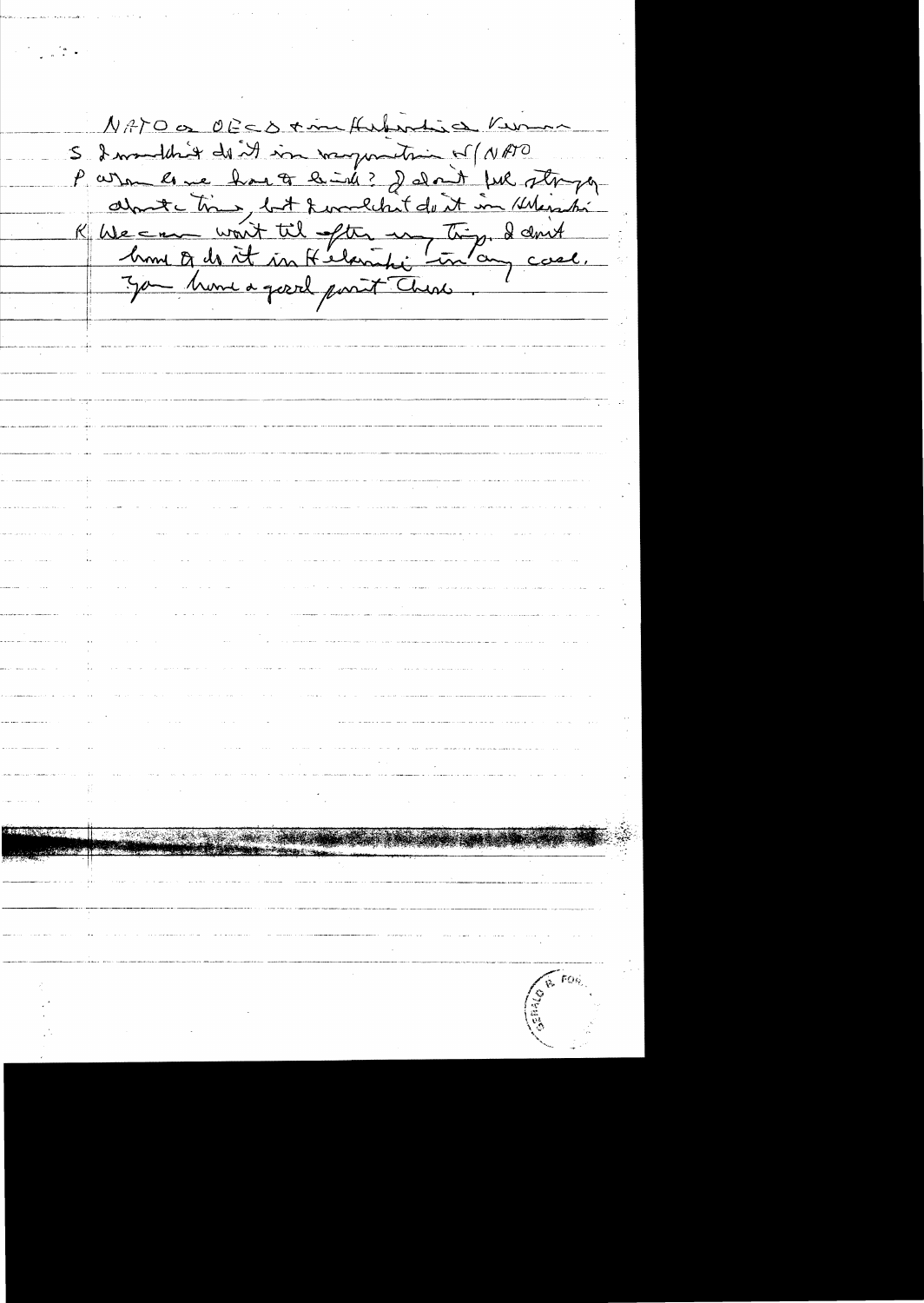NATO or OECD & in Helsinki a Vienna

S I wouldn't do it in conjunction w/NATO

P When do we have to decide? I don't feel strongly about the time, but I wouldn't do it in Helsinki.

K We can wait til after my trip. I don't have to do it in Helsinki in any case.

You have a good point there.